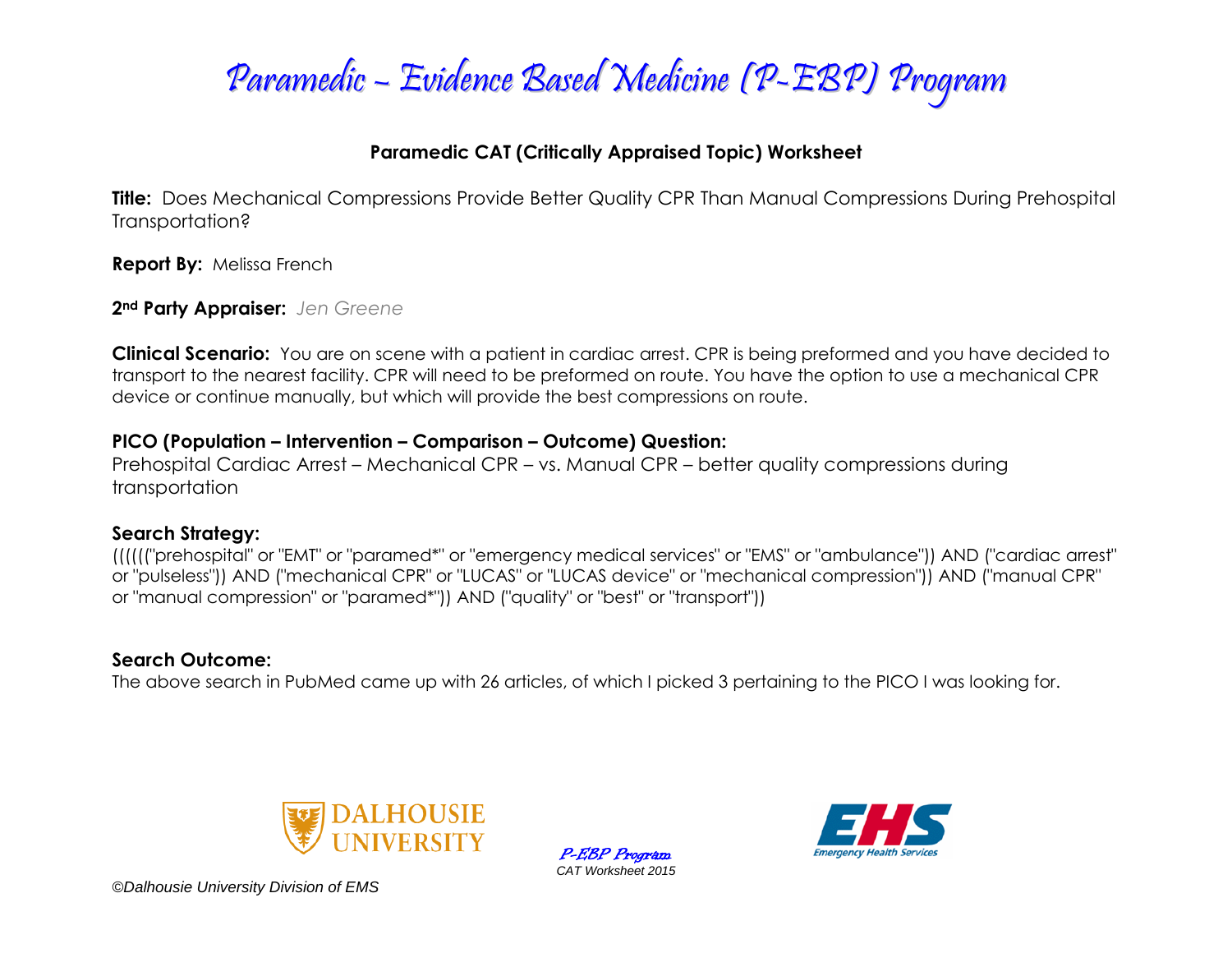# Paramedic – Evidence Based Medicine (P-EBP) Program

## Paramedic CAT (Critically Appraised Topic) Worksheet

**Title:** Does Mechanical Compressions Provide Better Quality CPR Than Manual Compressions During Prehospital Transportation?

**Report By:** Melissa French

**2nd Party Appraiser:** *Jen Greene*

**Clinical Scenario:** You are on scene with a patient in cardiac arrest. CPR is being preformed and you have decided to transport to the nearest facility. CPR will need to be preformed on route. You have the option to use a mechanical CPR device or continue manually, but which will provide the best compressions on route.

**PICO (Population – Intervention – Comparison – Outcome) Question:**
Prehospital Cardiac Arrest – Mechanical CPR – vs. Manual CPR – better quality compressions during transportation

**Search Strategy:**
((((("prehospital" or "EMT" or "paramed*" or "emergency medical services" or "EMS" or "ambulance")) AND ("cardiac arrest" or "pulseless")) AND ("mechanical CPR" or "LUCAS" or "LUCAS device" or "mechanical compression")) AND ("manual CPR" or "manual compression" or "paramed*")) AND ("quality" or "best" or "transport"))

**Search Outcome:**
The above search in PubMed came up with 26 articles, of which I picked 3 pertaining to the PICO I was looking for.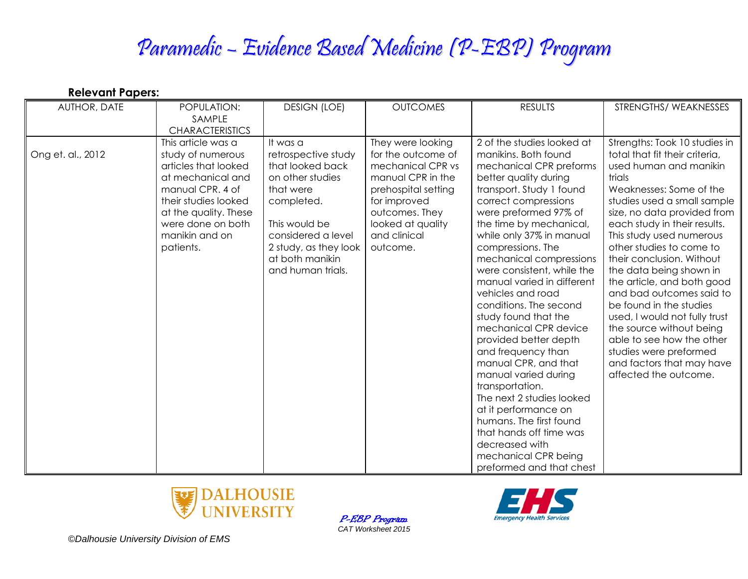# Paramedic – Evidence Based Medicine (P-EBP) Program

**Relevant Papers:**

| AUTHOR, DATE | POPULATION: SAMPLE CHARACTERISTICS | DESIGN (LOE) | OUTCOMES | RESULTS | STRENGTHS/ WEAKNESSES |
|---|---|---|---|---|---|
| Ong et. al., 2012 | This article was a study of numerous articles that looked at mechanical and manual CPR. 4 of their studies looked at the quality. These were done on both manikin and on patients. | It was a retrospective study that looked back on other studies that were completed.<br><br>This would be considered a level 2 study, as they look at both manikin and human trials. | They were looking for the outcome of mechanical CPR vs manual CPR in the prehospital setting for improved outcomes. They looked at quality and clinical outcome. | 2 of the studies looked at manikins. Both found mechanical CPR preforms better quality during transport. Study 1 found correct compressions were preformed 97% of the time by mechanical, while only 37% in manual compressions. The mechanical compressions were consistent, while the manual varied in different vehicles and road conditions. The second study found that the mechanical CPR device provided better depth and frequency than manual CPR, and that manual varied during transportation.<br>The next 2 studies looked at it performance on humans. The first found that hands off time was decreased with mechanical CPR being preformed and that chest | Strengths: Took 10 studies in total that fit their criteria, used human and manikin trials<br>Weaknesses: Some of the studies used a small sample size, no data provided from each study in their results. This study used numerous other studies to come to their conclusion. Without the data being shown in the article, and both good and bad outcomes said to be found in the studies used, I would not fully trust the source without being able to see how the other studies were preformed and factors that may have affected the outcome. |

*P-EBP Program*
*CAT Worksheet 2015*

*©Dalhousie University Division of EMS*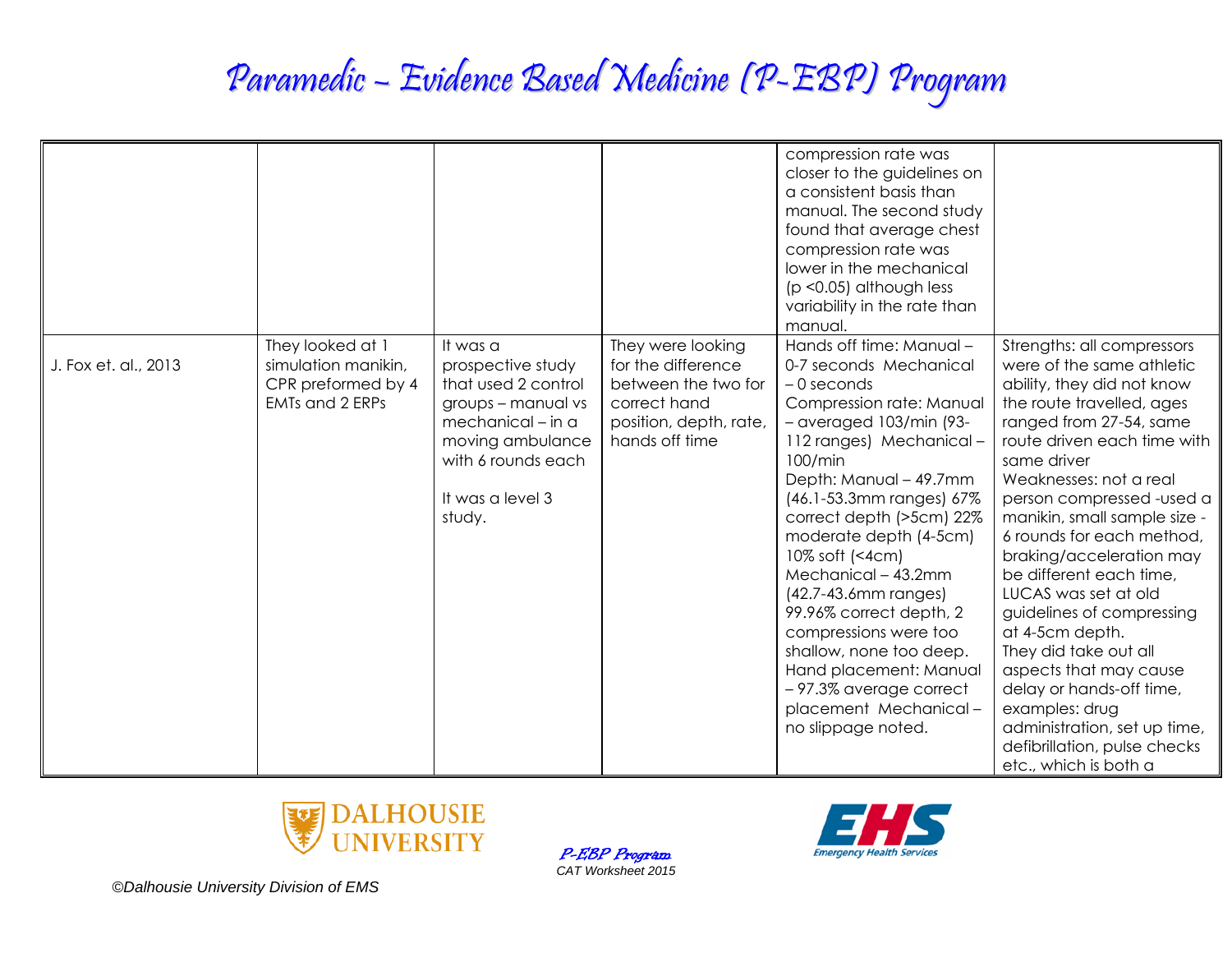| | | | | | |
|---|---|---|---|---|---|
| | | | | compression rate was closer to the guidelines on a consistent basis than manual. The second study found that average chest compression rate was lower in the mechanical ($p < 0.05$) although less variability in the rate than manual. | |
| J. Fox et. al., 2013 | They looked at 1 simulation manikin, CPR preformed by 4 EMTs and 2 ERPs | It was a prospective study that used 2 control groups – manual vs mechanical – in a moving ambulance with 6 rounds each<br><br>It was a level 3 study. | They were looking for the difference between the two for correct hand position, depth, rate, hands off time | Hands off time: Manual – 0-7 seconds Mechanical – 0 seconds<br>Compression rate: Manual – averaged 103/min (93-112 ranges) Mechanical – 100/min<br>Depth: Manual – 49.7mm (46.1-53.3mm ranges) 67% correct depth (>5cm) 22% moderate depth (4-5cm) 10% soft (<4cm) Mechanical – 43.2mm (42.7-43.6mm ranges) 99.96% correct depth, 2 compressions were too shallow, none too deep.<br>Hand placement: Manual – 97.3% average correct placement Mechanical – no slippage noted. | Strengths: all compressors were of the same athletic ability, they did not know the route travelled, ages ranged from 27-54, same route driven each time with same driver<br>Weaknesses: not a real person compressed -used a manikin, small sample size - 6 rounds for each method, braking/acceleration may be different each time, LUCAS was set at old guidelines of compressing at 4-5cm depth.<br>They did take out all aspects that may cause delay or hands-off time, examples: drug administration, set up time, defibrillation, pulse checks etc., which is both a |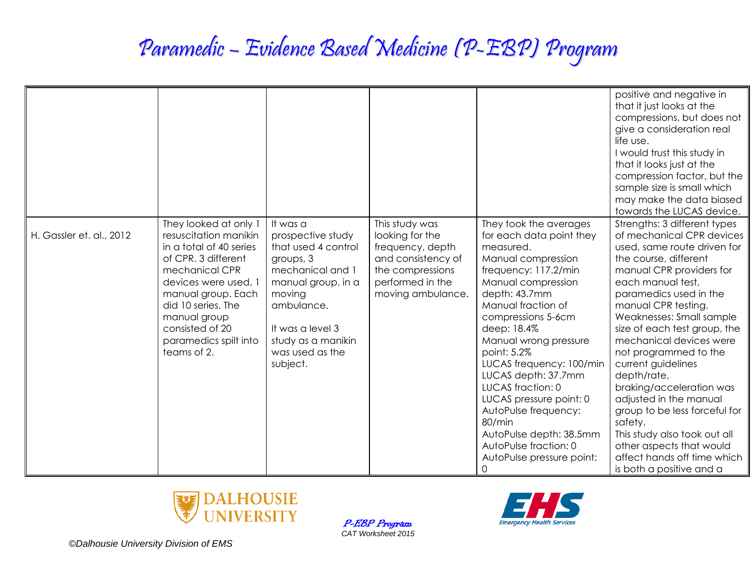| | | | | | |
|---|---|---|---|---|---|
| | | | | | positive and negative in that it just looks at the compressions, but does not give a consideration real life use.<br>I would trust this study in that it looks just at the compression factor, but the sample size is small which may make the data biased towards the LUCAS device. |
| H. Gassler et. al., 2012 | They looked at only 1 resuscitation manikin in a total of 40 series of CPR. 3 different mechanical CPR devices were used, 1 manual group. Each did 10 series. The manual group consisted of 20 paramedics spilt into teams of 2. | It was a prospective study that used 4 control groups, 3 mechanical and 1 manual group, in a moving ambulance.<br><br>It was a level 3 study as a manikin was used as the subject. | This study was looking for the frequency, depth and consistency of the compressions performed in the moving ambulance. | They took the averages for each data point they measured.<br>Manual compression frequency: 117.2/min<br>Manual compression depth: 43.7mm<br>Manual fraction of compressions 5-6cm deep: 18.4%<br>Manual wrong pressure point: 5.2%<br>LUCAS frequency: 100/min<br>LUCAS depth: 37.7mm<br>LUCAS fraction: 0<br>LUCAS pressure point: 0<br>AutoPulse frequency: 80/min<br>AutoPulse depth: 38.5mm<br>AutoPulse fraction: 0<br>AutoPulse pressure point: 0 | Strengths: 3 different types of mechanical CPR devices used, same route driven for the course, different manual CPR providers for each manual test, paramedics used in the manual CPR testing.<br>Weaknesses: Small sample size of each test group, the mechanical devices were not programmed to the current guidelines depth/rate, braking/acceleration was adjusted in the manual group to be less forceful for safety.<br>This study also took out all other aspects that would affect hands off time which is both a positive and a |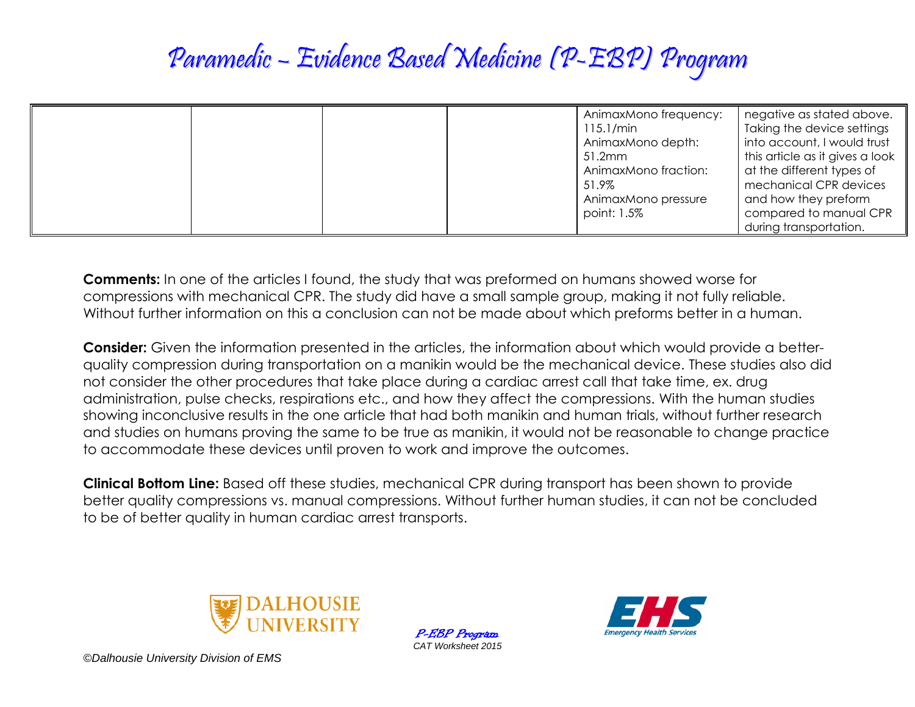| | | | | | |
|---|---|---|---|---|---|
| | | | | AnimaxMono frequency: 115.1/min<br>AnimaxMono depth: 51.2mm<br>AnimaxMono fraction: 51.9%<br>AnimaxMono pressure point: 1.5% | negative as stated above. Taking the device settings into account, I would trust this article as it gives a look at the different types of mechanical CPR devices and how they preform compared to manual CPR during transportation. |

**Comments:** In one of the articles I found, the study that was preformed on humans showed worse for compressions with mechanical CPR. The study did have a small sample group, making it not fully reliable. Without further information on this a conclusion can not be made about which preforms better in a human.

**Consider:** Given the information presented in the articles, the information about which would provide a better-quality compression during transportation on a manikin would be the mechanical device. These studies also did not consider the other procedures that take place during a cardiac arrest call that take time, ex. drug administration, pulse checks, respirations etc., and how they affect the compressions. With the human studies showing inconclusive results in the one article that had both manikin and human trials, without further research and studies on humans proving the same to be true as manikin, it would not be reasonable to change practice to accommodate these devices until proven to work and improve the outcomes.

**Clinical Bottom Line:** Based off these studies, mechanical CPR during transport has been shown to provide better quality compressions vs. manual compressions. Without further human studies, it can not be concluded to be of better quality in human cardiac arrest transports.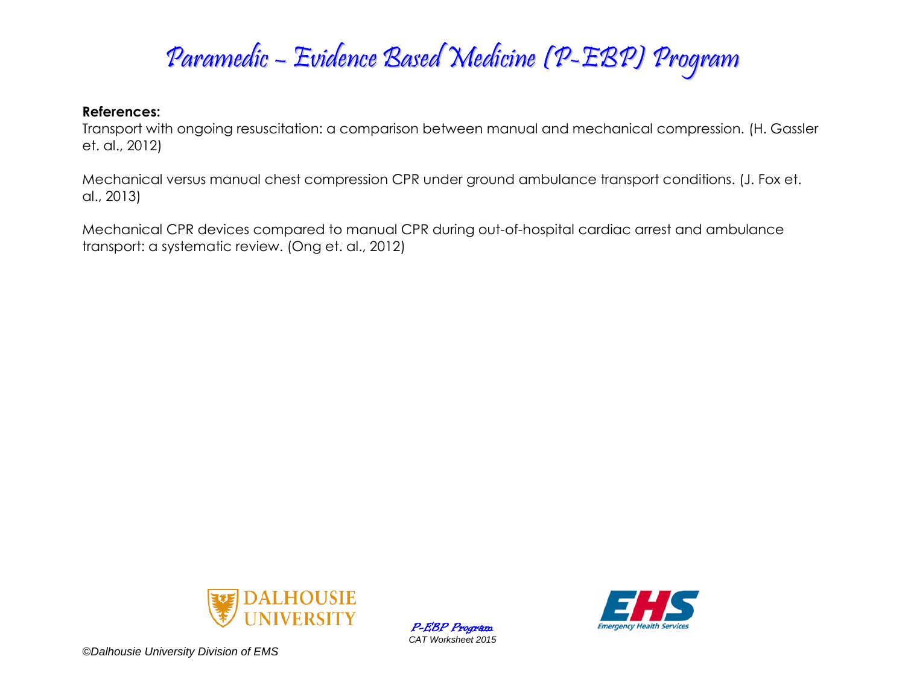**References:**

Transport with ongoing resuscitation: a comparison between manual and mechanical compression. (H. Gassler et. al., 2012)

Mechanical versus manual chest compression CPR under ground ambulance transport conditions. (J. Fox et. al., 2013)

Mechanical CPR devices compared to manual CPR during out-of-hospital cardiac arrest and ambulance transport: a systematic review. (Ong et. al., 2012)